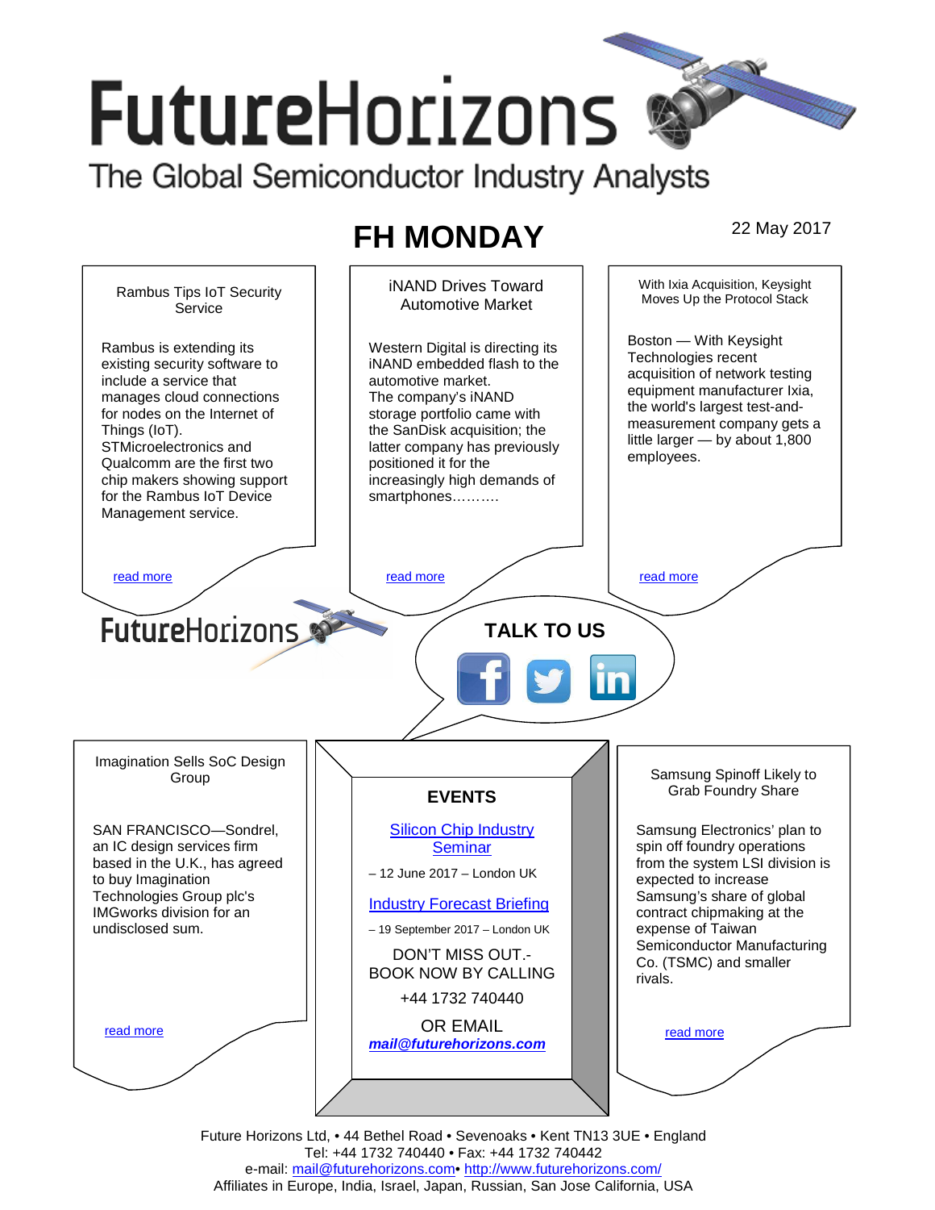# FutureHorizons

The Global Semiconductor Industry Analysts

## FH MONDAY

22 May 2017

### Rambus Tips IoT Security Service

Rambus is extending its existing security software to include a service that manages cloud connections for nodes on the Internet of Things (IoT). STMicroelectronics and Qualcomm are the first two chip makers showing support for the Rambus IoT Device Management service.

read more

### iNAND Drives Toward Automotive Market

Western Digital is directing its iNAND embedded flash to the automotive market. The company's iNAND storage portfolio came with the SanDisk acquisition; the latter company has previously positioned it for the increasingly high demands of smartphones……….

read more

### With Ixia Acquisition, Keysight Moves Up the Protocol Stack

Boston — With Keysight Technologies recent acquisition of network testing equipment manufacturer Ixia, the world's largest test-and-measurement company gets a little larger — by about 1,800 employees.

read more

FutureHorizons

**TALK TO US**

### Imagination Sells SoC Design Group

SAN FRANCISCO—Sondrel, an IC design services firm based in the U.K., has agreed to buy Imagination Technologies Group plc's IMGworks division for an undisclosed sum.

read more

### EVENTS

Silicon Chip Industry Seminar

– 12 June 2017 – London UK

Industry Forecast Briefing

– 19 September 2017 – London UK

DON'T MISS OUT.- BOOK NOW BY CALLING

+44 1732 740440

OR EMAIL

***mail@futurehorizons.com***

### Samsung Spinoff Likely to Grab Foundry Share

Samsung Electronics' plan to spin off foundry operations from the system LSI division is expected to increase Samsung's share of global contract chipmaking at the expense of Taiwan Semiconductor Manufacturing Co. (TSMC) and smaller rivals.

read more

Future Horizons Ltd, • 44 Bethel Road • Sevenoaks • Kent TN13 3UE • England
Tel: +44 1732 740440 • Fax: +44 1732 740442
e-mail: mail@futurehorizons.com• http://www.futurehorizons.com/
Affiliates in Europe, India, Israel, Japan, Russian, San Jose California, USA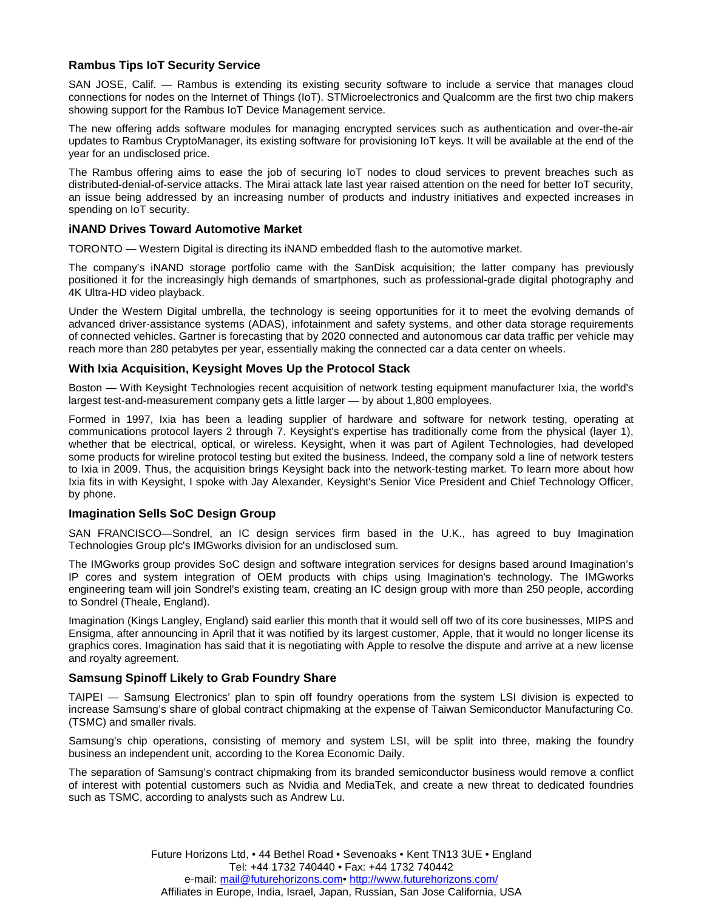### Rambus Tips IoT Security Service

SAN JOSE, Calif. — Rambus is extending its existing security software to include a service that manages cloud connections for nodes on the Internet of Things (IoT). STMicroelectronics and Qualcomm are the first two chip makers showing support for the Rambus IoT Device Management service.

The new offering adds software modules for managing encrypted services such as authentication and over-the-air updates to Rambus CryptoManager, its existing software for provisioning IoT keys. It will be available at the end of the year for an undisclosed price.

The Rambus offering aims to ease the job of securing IoT nodes to cloud services to prevent breaches such as distributed-denial-of-service attacks. The Mirai attack late last year raised attention on the need for better IoT security, an issue being addressed by an increasing number of products and industry initiatives and expected increases in spending on IoT security.

### iNAND Drives Toward Automotive Market

TORONTO — Western Digital is directing its iNAND embedded flash to the automotive market.

The company's iNAND storage portfolio came with the SanDisk acquisition; the latter company has previously positioned it for the increasingly high demands of smartphones, such as professional-grade digital photography and 4K Ultra-HD video playback.

Under the Western Digital umbrella, the technology is seeing opportunities for it to meet the evolving demands of advanced driver-assistance systems (ADAS), infotainment and safety systems, and other data storage requirements of connected vehicles. Gartner is forecasting that by 2020 connected and autonomous car data traffic per vehicle may reach more than 280 petabytes per year, essentially making the connected car a data center on wheels.

### With Ixia Acquisition, Keysight Moves Up the Protocol Stack

Boston — With Keysight Technologies recent acquisition of network testing equipment manufacturer Ixia, the world's largest test-and-measurement company gets a little larger — by about 1,800 employees.

Formed in 1997, Ixia has been a leading supplier of hardware and software for network testing, operating at communications protocol layers 2 through 7. Keysight's expertise has traditionally come from the physical (layer 1), whether that be electrical, optical, or wireless. Keysight, when it was part of Agilent Technologies, had developed some products for wireline protocol testing but exited the business. Indeed, the company sold a line of network testers to Ixia in 2009. Thus, the acquisition brings Keysight back into the network-testing market. To learn more about how Ixia fits in with Keysight, I spoke with Jay Alexander, Keysight's Senior Vice President and Chief Technology Officer, by phone.

### Imagination Sells SoC Design Group

SAN FRANCISCO—Sondrel, an IC design services firm based in the U.K., has agreed to buy Imagination Technologies Group plc's IMGworks division for an undisclosed sum.

The IMGworks group provides SoC design and software integration services for designs based around Imagination's IP cores and system integration of OEM products with chips using Imagination's technology. The IMGworks engineering team will join Sondrel's existing team, creating an IC design group with more than 250 people, according to Sondrel (Theale, England).

Imagination (Kings Langley, England) said earlier this month that it would sell off two of its core businesses, MIPS and Ensigma, after announcing in April that it was notified by its largest customer, Apple, that it would no longer license its graphics cores. Imagination has said that it is negotiating with Apple to resolve the dispute and arrive at a new license and royalty agreement.

### Samsung Spinoff Likely to Grab Foundry Share

TAIPEI — Samsung Electronics' plan to spin off foundry operations from the system LSI division is expected to increase Samsung's share of global contract chipmaking at the expense of Taiwan Semiconductor Manufacturing Co. (TSMC) and smaller rivals.

Samsung's chip operations, consisting of memory and system LSI, will be split into three, making the foundry business an independent unit, according to the Korea Economic Daily.

The separation of Samsung's contract chipmaking from its branded semiconductor business would remove a conflict of interest with potential customers such as Nvidia and MediaTek, and create a new threat to dedicated foundries such as TSMC, according to analysts such as Andrew Lu.